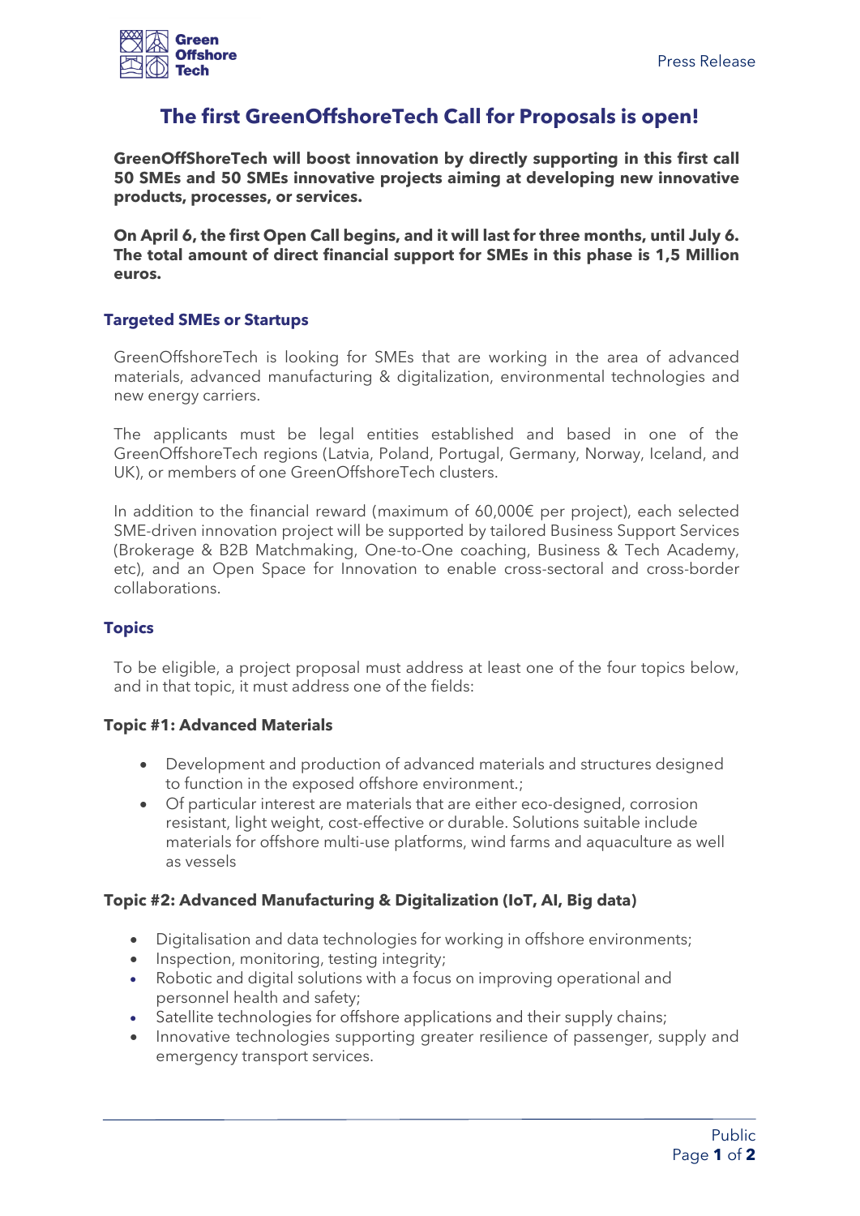# The first GreenOffshoreTech Call for Proposals is open!

**GreenOffShoreTech will boost innovation by directly supporting in this first call 50 SMEs and 50 SMEs innovative projects aiming at developing new innovative products, processes, or services.**

**On April 6, the first Open Call begins, and it will last for three months, until July 6. The total amount of direct financial support for SMEs in this phase is 1,5 Million euros.**

## Targeted SMEs or Startups

GreenOffshoreTech is looking for SMEs that are working in the area of advanced materials, advanced manufacturing & digitalization, environmental technologies and new energy carriers.

The applicants must be legal entities established and based in one of the GreenOffshoreTech regions (Latvia, Poland, Portugal, Germany, Norway, Iceland, and UK), or members of one GreenOffshoreTech clusters.

In addition to the financial reward (maximum of 60,000€ per project), each selected SME-driven innovation project will be supported by tailored Business Support Services (Brokerage & B2B Matchmaking, One-to-One coaching, Business & Tech Academy, etc), and an Open Space for Innovation to enable cross-sectoral and cross-border collaborations.

## Topics

To be eligible, a project proposal must address at least one of the four topics below, and in that topic, it must address one of the fields:

### Topic #1: Advanced Materials

- Development and production of advanced materials and structures designed to function in the exposed offshore environment.;
- Of particular interest are materials that are either eco-designed, corrosion resistant, light weight, cost-effective or durable. Solutions suitable include materials for offshore multi-use platforms, wind farms and aquaculture as well as vessels

### Topic #2: Advanced Manufacturing & Digitalization (IoT, AI, Big data)

- Digitalisation and data technologies for working in offshore environments;
- Inspection, monitoring, testing integrity;
- Robotic and digital solutions with a focus on improving operational and personnel health and safety;
- Satellite technologies for offshore applications and their supply chains;
- Innovative technologies supporting greater resilience of passenger, supply and emergency transport services.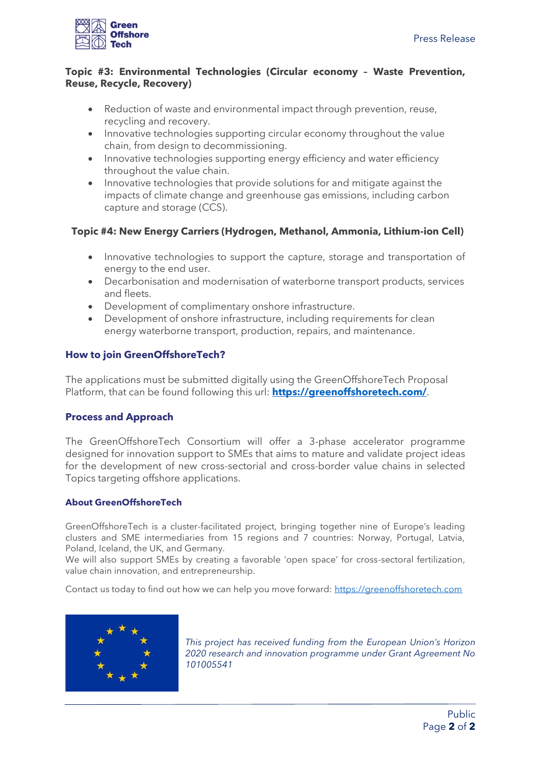### Topic #3: Environmental Technologies (Circular economy – Waste Prevention, Reuse, Recycle, Recovery)

- Reduction of waste and environmental impact through prevention, reuse, recycling and recovery.
- Innovative technologies supporting circular economy throughout the value chain, from design to decommissioning.
- Innovative technologies supporting energy efficiency and water efficiency throughout the value chain.
- Innovative technologies that provide solutions for and mitigate against the impacts of climate change and greenhouse gas emissions, including carbon capture and storage (CCS).

### Topic #4: New Energy Carriers (Hydrogen, Methanol, Ammonia, Lithium-ion Cell)

- Innovative technologies to support the capture, storage and transportation of energy to the end user.
- Decarbonisation and modernisation of waterborne transport products, services and fleets.
- Development of complimentary onshore infrastructure.
- Development of onshore infrastructure, including requirements for clean energy waterborne transport, production, repairs, and maintenance.

## How to join GreenOffshoreTech?

The applications must be submitted digitally using the GreenOffshoreTech Proposal Platform, that can be found following this url: **https://greenoffshoretech.com/**.

## Process and Approach

The GreenOffshoreTech Consortium will offer a 3-phase accelerator programme designed for innovation support to SMEs that aims to mature and validate project ideas for the development of new cross-sectorial and cross-border value chains in selected Topics targeting offshore applications.

### About GreenOffshoreTech

GreenOffshoreTech is a cluster-facilitated project, bringing together nine of Europe's leading clusters and SME intermediaries from 15 regions and 7 countries: Norway, Portugal, Latvia, Poland, Iceland, the UK, and Germany.
We will also support SMEs by creating a favorable 'open space' for cross-sectoral fertilization, value chain innovation, and entrepreneurship.

Contact us today to find out how we can help you move forward: https://greenoffshoretech.com

*This project has received funding from the European Union's Horizon 2020 research and innovation programme under Grant Agreement No 101005541*

Public